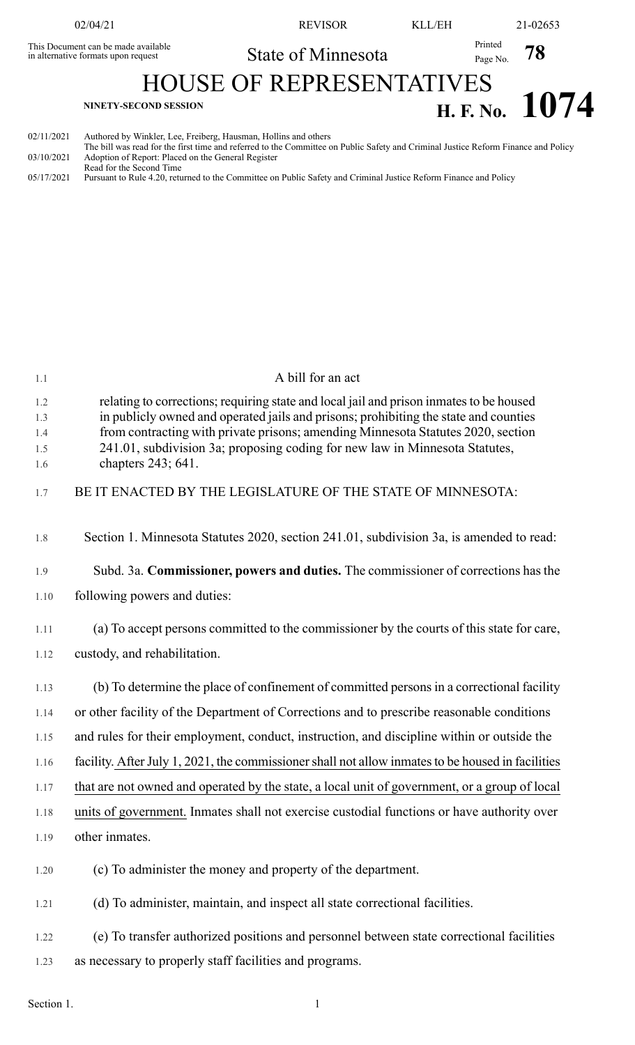02/04/21 REVISOR KLL/EH 21-02653

This Document can be made available in alternative formats upon request

State of Minnesota

Printed Page No. **78**

# HOUSE OF REPRESENTATIVES

**NINETY-SECOND SESSION** **H. F. No. 1074**

02/11/2021 Authored by Winkler, Lee, Freiberg, Hausman, Hollins and others
The bill was read for the first time and referred to the Committee on Public Safety and Criminal Justice Reform Finance and Policy
03/10/2021 Adoption of Report: Placed on the General Register
Read for the Second Time
05/17/2021 Pursuant to Rule 4.20, returned to the Committee on Public Safety and Criminal Justice Reform Finance and Policy

1.1 A bill for an act

1.2 relating to corrections; requiring state and local jail and prison inmates to be housed
1.3 in publicly owned and operated jails and prisons; prohibiting the state and counties
1.4 from contracting with private prisons; amending Minnesota Statutes 2020, section
1.5 241.01, subdivision 3a; proposing coding for new law in Minnesota Statutes,
1.6 chapters 243; 641.

1.7 BE IT ENACTED BY THE LEGISLATURE OF THE STATE OF MINNESOTA:

1.8 Section 1. Minnesota Statutes 2020, section 241.01, subdivision 3a, is amended to read:

1.9 Subd. 3a. **Commissioner, powers and duties.** The commissioner of corrections has the
1.10 following powers and duties:

1.11 (a) To accept persons committed to the commissioner by the courts of this state for care,
1.12 custody, and rehabilitation.

1.13 (b) To determine the place of confinement of committed persons in a correctional facility
1.14 or other facility of the Department of Corrections and to prescribe reasonable conditions
1.15 and rules for their employment, conduct, instruction, and discipline within or outside the
1.16 facility. <u>After July 1, 2021, the commissioner shall not allow inmates to be housed in facilities</u>
1.17 <u>that are not owned and operated by the state, a local unit of government, or a group of local</u>
1.18 <u>units of government.</u> Inmates shall not exercise custodial functions or have authority over
1.19 other inmates.

1.20 (c) To administer the money and property of the department.

1.21 (d) To administer, maintain, and inspect all state correctional facilities.

1.22 (e) To transfer authorized positions and personnel between state correctional facilities
1.23 as necessary to properly staff facilities and programs.

Section 1.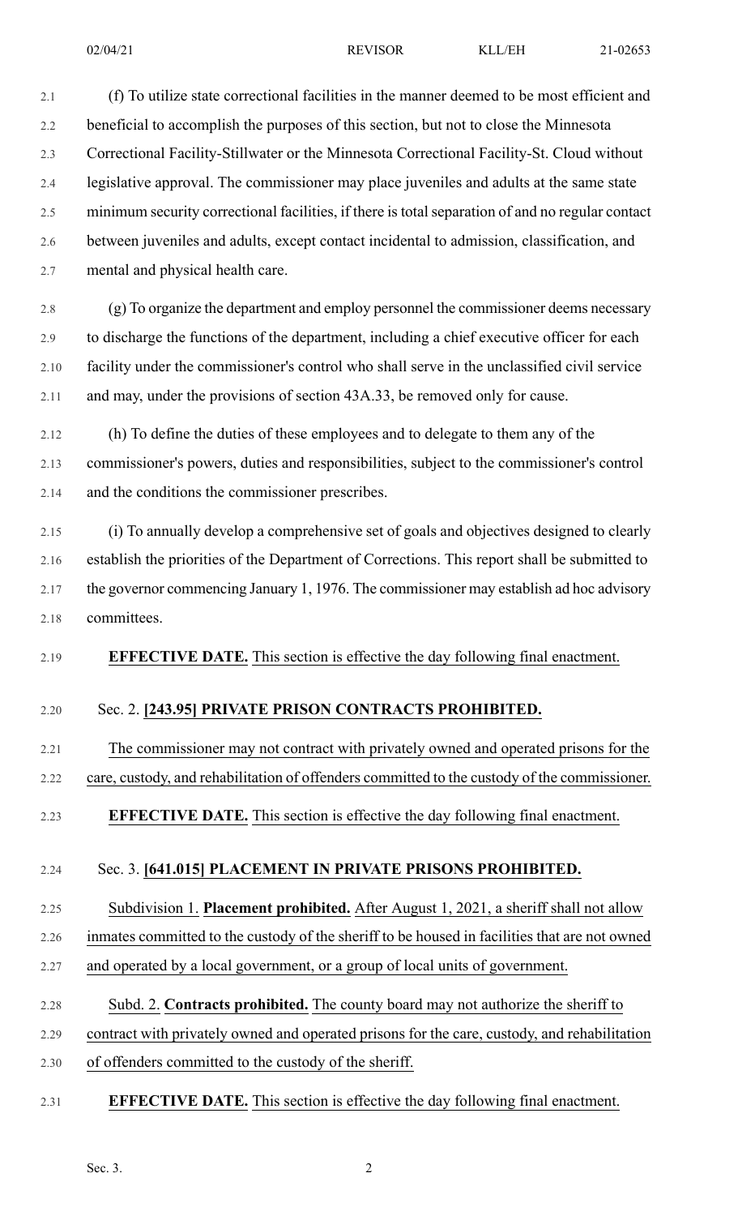(f) To utilize state correctional facilities in the manner deemed to be most efficient and beneficial to accomplish the purposes of this section, but not to close the Minnesota Correctional Facility-Stillwater or the Minnesota Correctional Facility-St. Cloud without legislative approval. The commissioner may place juveniles and adults at the same state minimum security correctional facilities, if there is total separation of and no regular contact between juveniles and adults, except contact incidental to admission, classification, and mental and physical health care.

(g) To organize the department and employ personnel the commissioner deems necessary to discharge the functions of the department, including a chief executive officer for each facility under the commissioner's control who shall serve in the unclassified civil service and may, under the provisions of section 43A.33, be removed only for cause.

(h) To define the duties of these employees and to delegate to them any of the commissioner's powers, duties and responsibilities, subject to the commissioner's control and the conditions the commissioner prescribes.

(i) To annually develop a comprehensive set of goals and objectives designed to clearly establish the priorities of the Department of Corrections. This report shall be submitted to the governor commencing January 1, 1976. The commissioner may establish ad hoc advisory committees.

**EFFECTIVE DATE.** This section is effective the day following final enactment.

Sec. 2. **[243.95] PRIVATE PRISON CONTRACTS PROHIBITED.**

The commissioner may not contract with privately owned and operated prisons for the care, custody, and rehabilitation of offenders committed to the custody of the commissioner.

**EFFECTIVE DATE.** This section is effective the day following final enactment.

Sec. 3. **[641.015] PLACEMENT IN PRIVATE PRISONS PROHIBITED.**

Subdivision 1. **Placement prohibited.** After August 1, 2021, a sheriff shall not allow inmates committed to the custody of the sheriff to be housed in facilities that are not owned and operated by a local government, or a group of local units of government.

Subd. 2. **Contracts prohibited.** The county board may not authorize the sheriff to contract with privately owned and operated prisons for the care, custody, and rehabilitation of offenders committed to the custody of the sheriff.

**EFFECTIVE DATE.** This section is effective the day following final enactment.